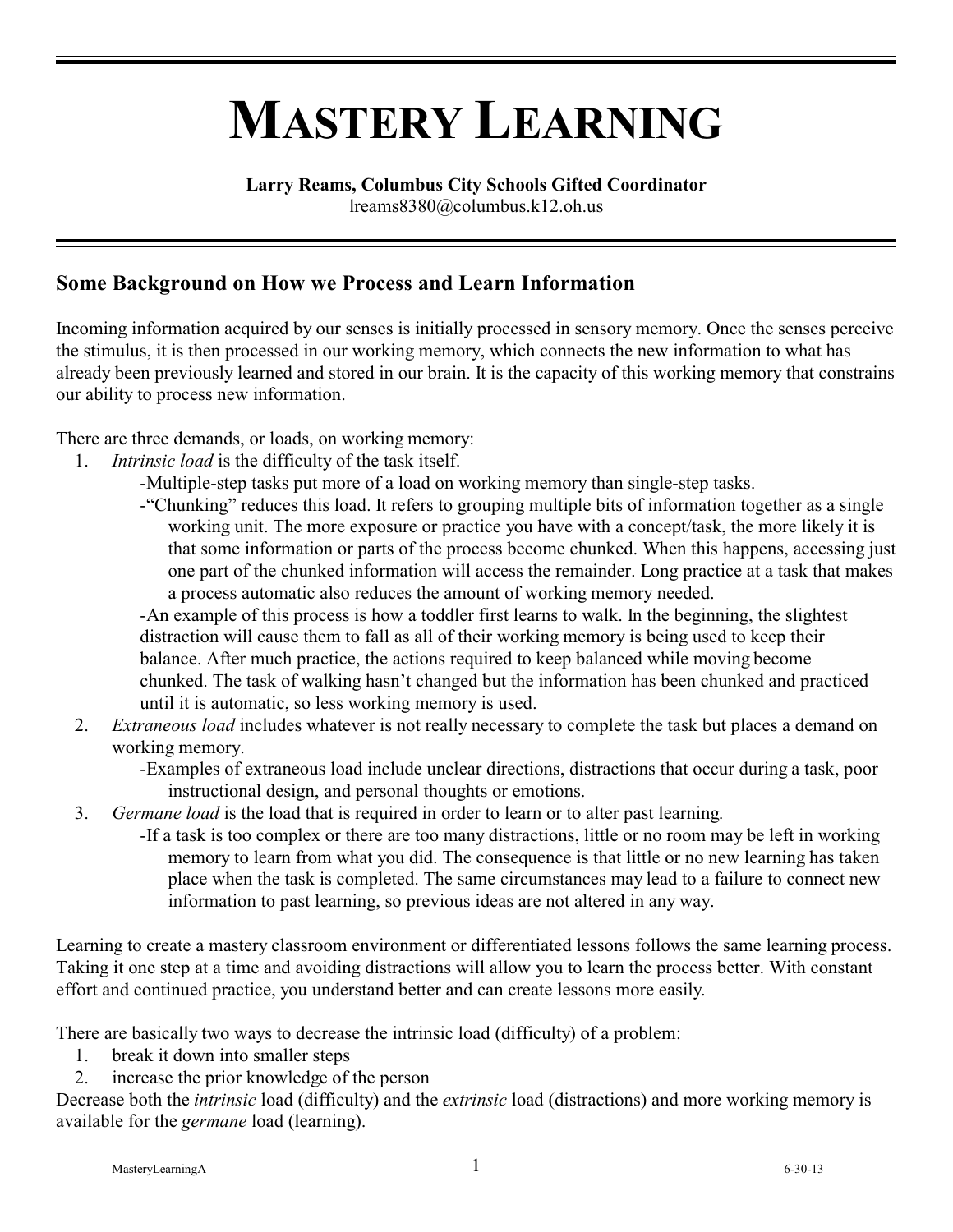# MASTERY LEARNING

**Larry Reams, Columbus City Schools Gifted Coordinator**
lreams8380@columbus.k12.oh.us

## Some Background on How we Process and Learn Information

Incoming information acquired by our senses is initially processed in sensory memory. Once the senses perceive the stimulus, it is then processed in our working memory, which connects the new information to what has already been previously learned and stored in our brain. It is the capacity of this working memory that constrains our ability to process new information.

There are three demands, or loads, on working memory:

1. *Intrinsic load* is the difficulty of the task itself.
   - -Multiple-step tasks put more of a load on working memory than single-step tasks.
   - -"Chunking" reduces this load. It refers to grouping multiple bits of information together as a single working unit. The more exposure or practice you have with a concept/task, the more likely it is that some information or parts of the process become chunked. When this happens, accessing just one part of the chunked information will access the remainder. Long practice at a task that makes a process automatic also reduces the amount of working memory needed.
   - -An example of this process is how a toddler first learns to walk. In the beginning, the slightest distraction will cause them to fall as all of their working memory is being used to keep their balance. After much practice, the actions required to keep balanced while moving become chunked. The task of walking hasn't changed but the information has been chunked and practiced until it is automatic, so less working memory is used.
2. *Extraneous load* includes whatever is not really necessary to complete the task but places a demand on working memory.
   - -Examples of extraneous load include unclear directions, distractions that occur during a task, poor instructional design, and personal thoughts or emotions.
3. *Germane load* is the load that is required in order to learn or to alter past learning.
   - -If a task is too complex or there are too many distractions, little or no room may be left in working memory to learn from what you did. The consequence is that little or no new learning has taken place when the task is completed. The same circumstances may lead to a failure to connect new information to past learning, so previous ideas are not altered in any way.

Learning to create a mastery classroom environment or differentiated lessons follows the same learning process. Taking it one step at a time and avoiding distractions will allow you to learn the process better. With constant effort and continued practice, you understand better and can create lessons more easily.

There are basically two ways to decrease the intrinsic load (difficulty) of a problem:

1. break it down into smaller steps
2. increase the prior knowledge of the person

Decrease both the *intrinsic* load (difficulty) and the *extrinsic* load (distractions) and more working memory is available for the *germane* load (learning).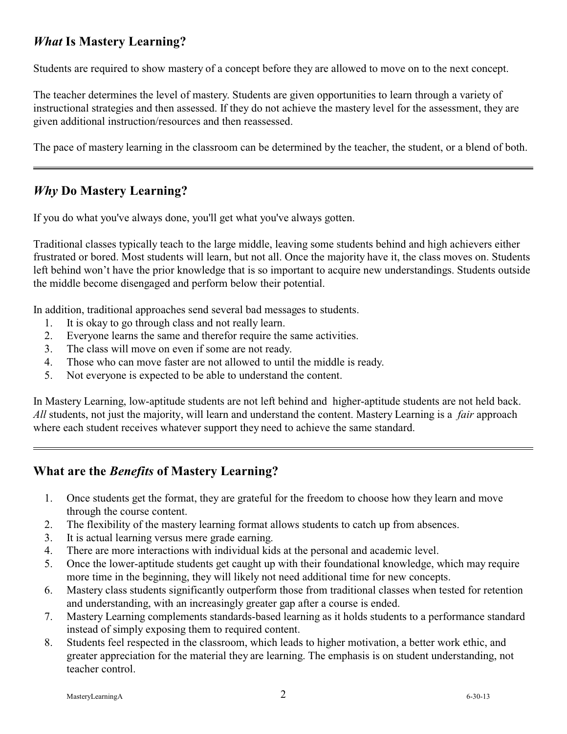## *What* Is Mastery Learning?

Students are required to show mastery of a concept before they are allowed to move on to the next concept.

The teacher determines the level of mastery. Students are given opportunities to learn through a variety of instructional strategies and then assessed. If they do not achieve the mastery level for the assessment, they are given additional instruction/resources and then reassessed.

The pace of mastery learning in the classroom can be determined by the teacher, the student, or a blend of both.

---

## *Why* Do Mastery Learning?

If you do what you've always done, you'll get what you've always gotten.

Traditional classes typically teach to the large middle, leaving some students behind and high achievers either frustrated or bored. Most students will learn, but not all. Once the majority have it, the class moves on. Students left behind won't have the prior knowledge that is so important to acquire new understandings. Students outside the middle become disengaged and perform below their potential.

In addition, traditional approaches send several bad messages to students.

1. It is okay to go through class and not really learn.
2. Everyone learns the same and therefor require the same activities.
3. The class will move on even if some are not ready.
4. Those who can move faster are not allowed to until the middle is ready.
5. Not everyone is expected to be able to understand the content.

In Mastery Learning, low-aptitude students are not left behind and higher-aptitude students are not held back. *All* students, not just the majority, will learn and understand the content. Mastery Learning is a *fair* approach where each student receives whatever support they need to achieve the same standard.

---

## What are the *Benefits* of Mastery Learning?

1. Once students get the format, they are grateful for the freedom to choose how they learn and move through the course content.
2. The flexibility of the mastery learning format allows students to catch up from absences.
3. It is actual learning versus mere grade earning.
4. There are more interactions with individual kids at the personal and academic level.
5. Once the lower-aptitude students get caught up with their foundational knowledge, which may require more time in the beginning, they will likely not need additional time for new concepts.
6. Mastery class students significantly outperform those from traditional classes when tested for retention and understanding, with an increasingly greater gap after a course is ended.
7. Mastery Learning complements standards-based learning as it holds students to a performance standard instead of simply exposing them to required content.
8. Students feel respected in the classroom, which leads to higher motivation, a better work ethic, and greater appreciation for the material they are learning. The emphasis is on student understanding, not teacher control.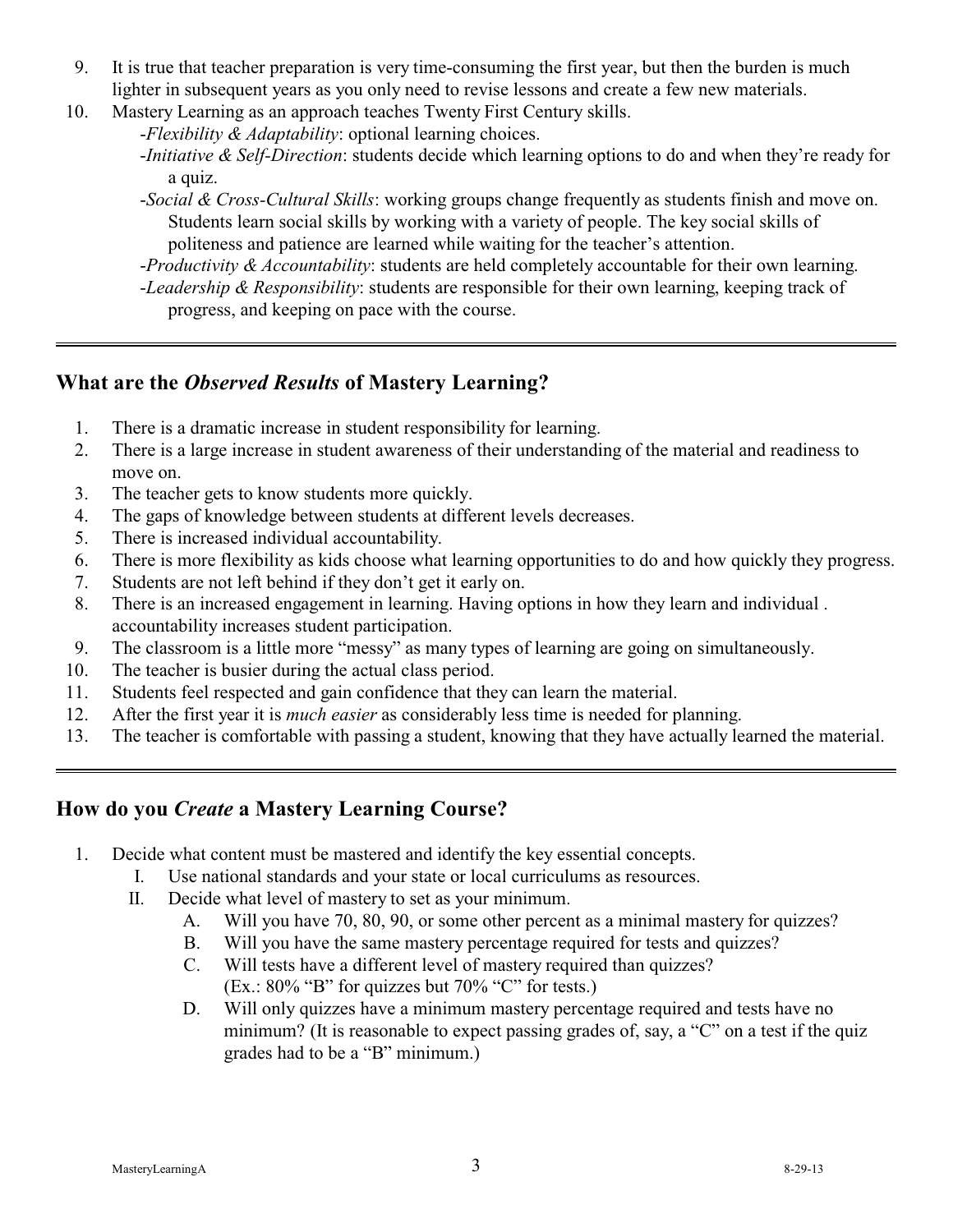9. It is true that teacher preparation is very time-consuming the first year, but then the burden is much lighter in subsequent years as you only need to revise lessons and create a few new materials.
10. Mastery Learning as an approach teaches Twenty First Century skills.
    - *Flexibility & Adaptability*: optional learning choices.
    - *Initiative & Self-Direction*: students decide which learning options to do and when they're ready for a quiz.
    - *Social & Cross-Cultural Skills*: working groups change frequently as students finish and move on. Students learn social skills by working with a variety of people. The key social skills of politeness and patience are learned while waiting for the teacher's attention.
    - *Productivity & Accountability*: students are held completely accountable for their own learning.
    - *Leadership & Responsibility*: students are responsible for their own learning, keeping track of progress, and keeping on pace with the course.

---

## What are the *Observed Results* of Mastery Learning?

1. There is a dramatic increase in student responsibility for learning.
2. There is a large increase in student awareness of their understanding of the material and readiness to move on.
3. The teacher gets to know students more quickly.
4. The gaps of knowledge between students at different levels decreases.
5. There is increased individual accountability.
6. There is more flexibility as kids choose what learning opportunities to do and how quickly they progress.
7. Students are not left behind if they don't get it early on.
8. There is an increased engagement in learning. Having options in how they learn and individual . accountability increases student participation.
9. The classroom is a little more "messy" as many types of learning are going on simultaneously.
10. The teacher is busier during the actual class period.
11. Students feel respected and gain confidence that they can learn the material.
12. After the first year it is *much easier* as considerably less time is needed for planning.
13. The teacher is comfortable with passing a student, knowing that they have actually learned the material.

---

## How do you *Create* a Mastery Learning Course?

1. Decide what content must be mastered and identify the key essential concepts.
   - I. Use national standards and your state or local curriculums as resources.
   - II. Decide what level of mastery to set as your minimum.
     - A. Will you have 70, 80, 90, or some other percent as a minimal mastery for quizzes?
     - B. Will you have the same mastery percentage required for tests and quizzes?
     - C. Will tests have a different level of mastery required than quizzes? (Ex.: 80% "B" for quizzes but 70% "C" for tests.)
     - D. Will only quizzes have a minimum mastery percentage required and tests have no minimum? (It is reasonable to expect passing grades of, say, a "C" on a test if the quiz grades had to be a "B" minimum.)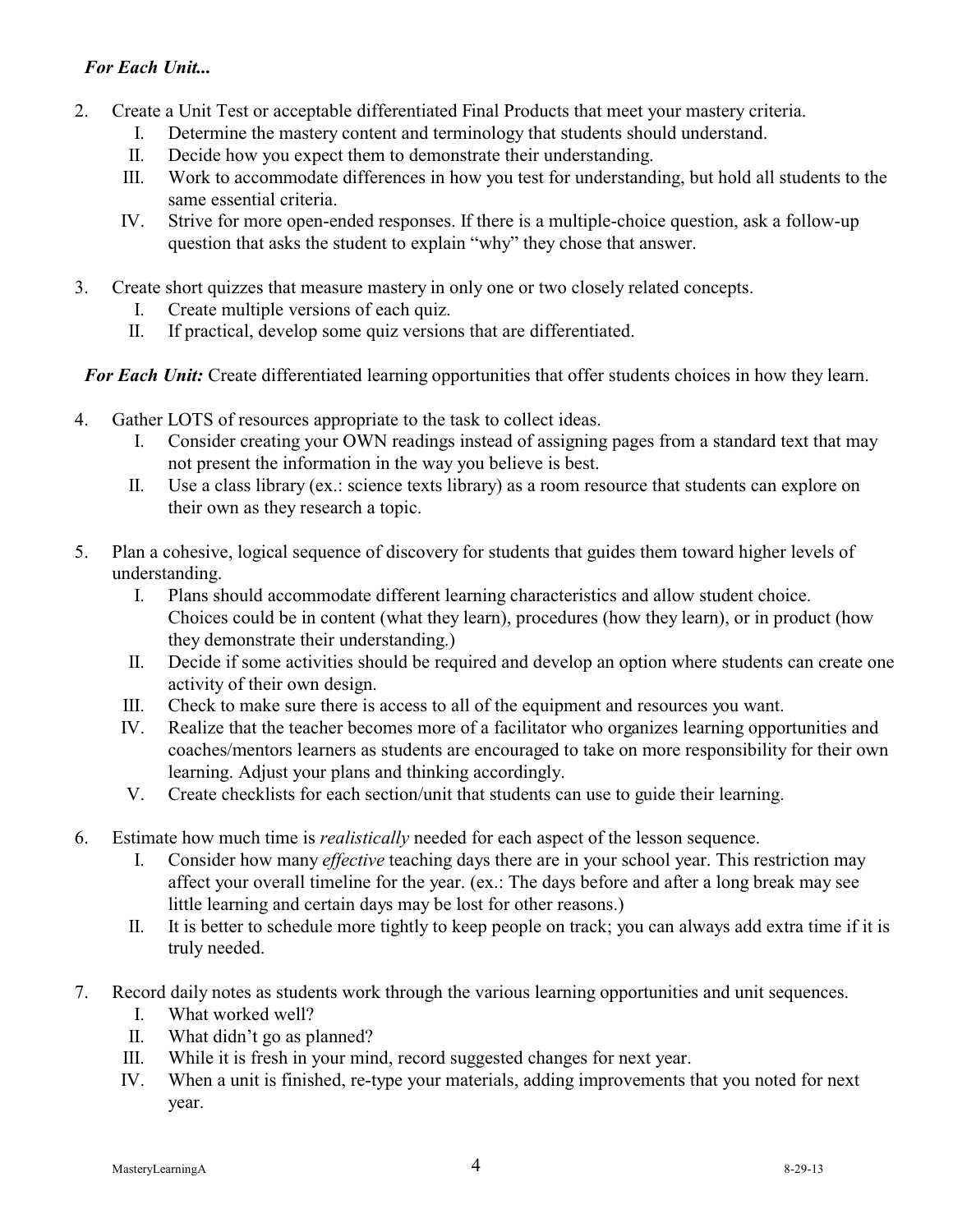***For Each Unit...***

2. Create a Unit Test or acceptable differentiated Final Products that meet your mastery criteria.
   - I. Determine the mastery content and terminology that students should understand.
   - II. Decide how you expect them to demonstrate their understanding.
   - III. Work to accommodate differences in how you test for understanding, but hold all students to the same essential criteria.
   - IV. Strive for more open-ended responses. If there is a multiple-choice question, ask a follow-up question that asks the student to explain "why" they chose that answer.

3. Create short quizzes that measure mastery in only one or two closely related concepts.
   - I. Create multiple versions of each quiz.
   - II. If practical, develop some quiz versions that are differentiated.

***For Each Unit:*** Create differentiated learning opportunities that offer students choices in how they learn.

4. Gather LOTS of resources appropriate to the task to collect ideas.
   - I. Consider creating your OWN readings instead of assigning pages from a standard text that may not present the information in the way you believe is best.
   - II. Use a class library (ex.: science texts library) as a room resource that students can explore on their own as they research a topic.

5. Plan a cohesive, logical sequence of discovery for students that guides them toward higher levels of understanding.
   - I. Plans should accommodate different learning characteristics and allow student choice. Choices could be in content (what they learn), procedures (how they learn), or in product (how they demonstrate their understanding.)
   - II. Decide if some activities should be required and develop an option where students can create one activity of their own design.
   - III. Check to make sure there is access to all of the equipment and resources you want.
   - IV. Realize that the teacher becomes more of a facilitator who organizes learning opportunities and coaches/mentors learners as students are encouraged to take on more responsibility for their own learning. Adjust your plans and thinking accordingly.
   - V. Create checklists for each section/unit that students can use to guide their learning.

6. Estimate how much time is *realistically* needed for each aspect of the lesson sequence.
   - I. Consider how many *effective* teaching days there are in your school year. This restriction may affect your overall timeline for the year. (ex.: The days before and after a long break may see little learning and certain days may be lost for other reasons.)
   - II. It is better to schedule more tightly to keep people on track; you can always add extra time if it is truly needed.

7. Record daily notes as students work through the various learning opportunities and unit sequences.
   - I. What worked well?
   - II. What didn't go as planned?
   - III. While it is fresh in your mind, record suggested changes for next year.
   - IV. When a unit is finished, re-type your materials, adding improvements that you noted for next year.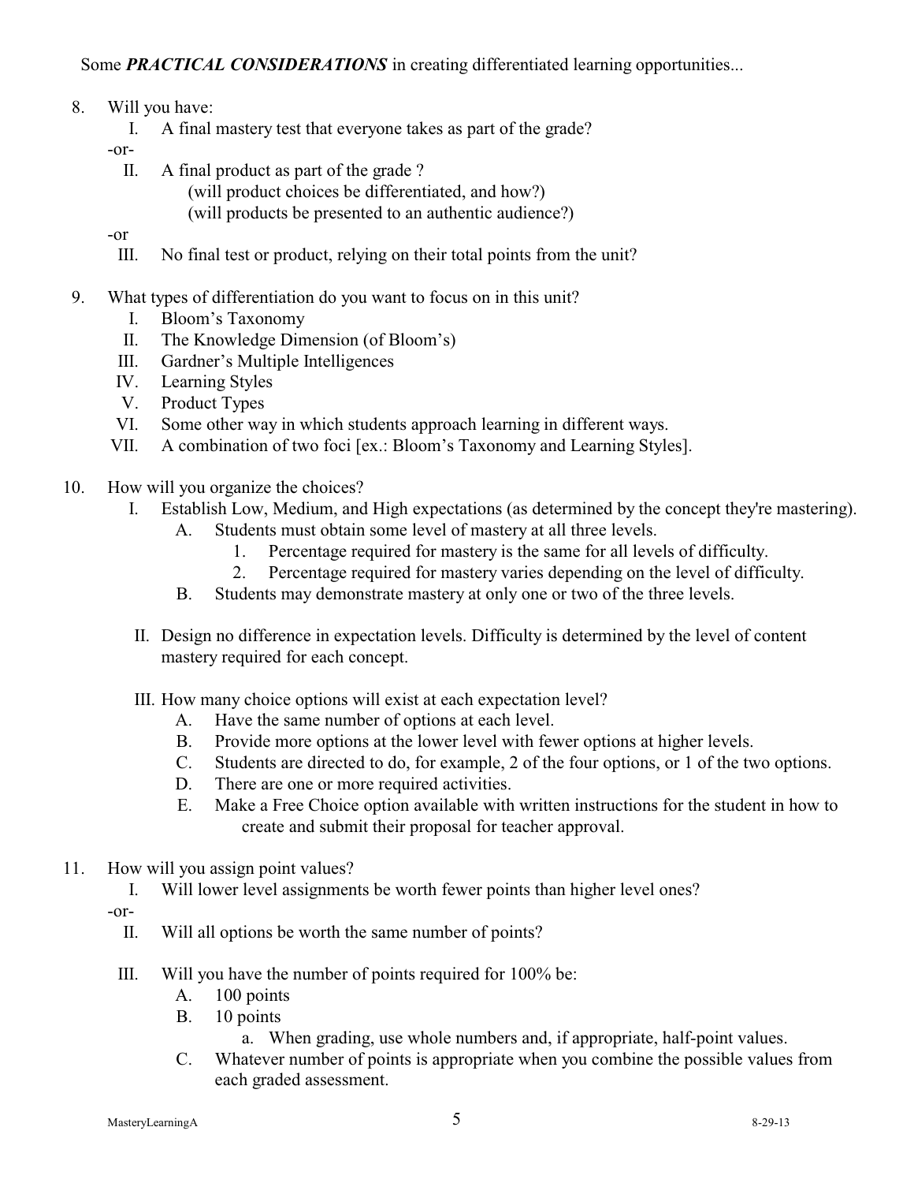Some ***PRACTICAL CONSIDERATIONS*** in creating differentiated learning opportunities...

8. Will you have:
   - I. A final mastery test that everyone takes as part of the grade?

   -or-

   - II. A final product as part of the grade ?
     - (will product choices be differentiated, and how?)
     - (will products be presented to an authentic audience?)

   -or

   - III. No final test or product, relying on their total points from the unit?

9. What types of differentiation do you want to focus on in this unit?
   - I. Bloom's Taxonomy
   - II. The Knowledge Dimension (of Bloom's)
   - III. Gardner's Multiple Intelligences
   - IV. Learning Styles
   - V. Product Types
   - VI. Some other way in which students approach learning in different ways.
   - VII. A combination of two foci [ex.: Bloom's Taxonomy and Learning Styles].

10. How will you organize the choices?
    - I. Establish Low, Medium, and High expectations (as determined by the concept they're mastering).
      - A. Students must obtain some level of mastery at all three levels.
        1. Percentage required for mastery is the same for all levels of difficulty.
        2. Percentage required for mastery varies depending on the level of difficulty.
      - B. Students may demonstrate mastery at only one or two of the three levels.
    - II. Design no difference in expectation levels. Difficulty is determined by the level of content mastery required for each concept.
    - III. How many choice options will exist at each expectation level?
      - A. Have the same number of options at each level.
      - B. Provide more options at the lower level with fewer options at higher levels.
      - C. Students are directed to do, for example, 2 of the four options, or 1 of the two options.
      - D. There are one or more required activities.
      - E. Make a Free Choice option available with written instructions for the student in how to create and submit their proposal for teacher approval.

11. How will you assign point values?
    - I. Will lower level assignments be worth fewer points than higher level ones?

    -or-

    - II. Will all options be worth the same number of points?
    - III. Will you have the number of points required for 100% be:
      - A. 100 points
      - B. 10 points
        - a. When grading, use whole numbers and, if appropriate, half-point values.
      - C. Whatever number of points is appropriate when you combine the possible values from each graded assessment.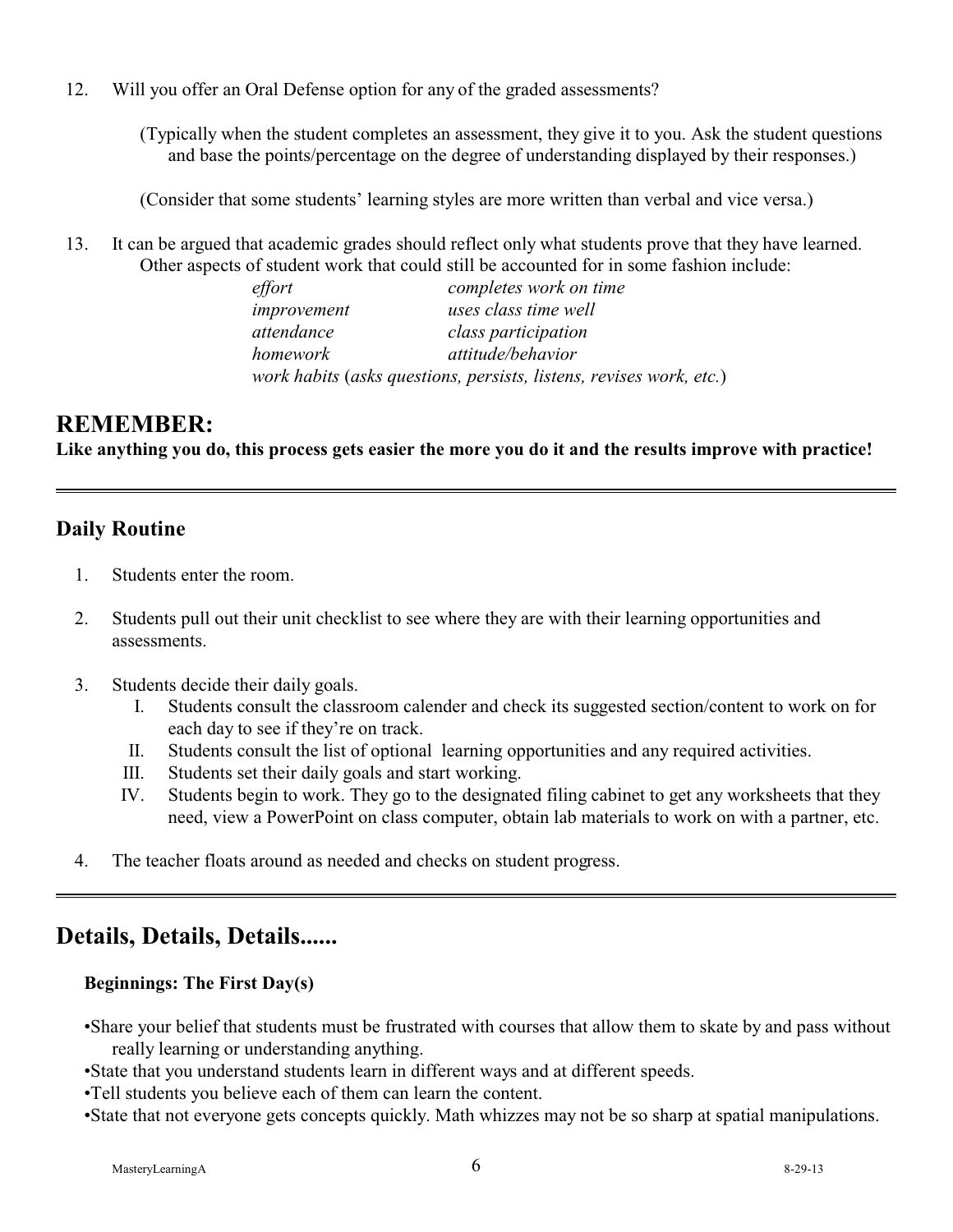12. Will you offer an Oral Defense option for any of the graded assessments?

    (Typically when the student completes an assessment, they give it to you. Ask the student questions and base the points/percentage on the degree of understanding displayed by their responses.)

    (Consider that some students' learning styles are more written than verbal and vice versa.)

13. It can be argued that academic grades should reflect only what students prove that they have learned. Other aspects of student work that could still be accounted for in some fashion include:

    | | |
    |---|---|
    | *effort* | *completes work on time* |
    | *improvement* | *uses class time well* |
    | *attendance* | *class participation* |
    | *homework* | *attitude/behavior* |

    *work habits* (*asks questions, persists, listens, revises work, etc.*)

## REMEMBER:

**Like anything you do, this process gets easier the more you do it and the results improve with practice!**

---

### Daily Routine

1. Students enter the room.
2. Students pull out their unit checklist to see where they are with their learning opportunities and assessments.
3. Students decide their daily goals.
   I. Students consult the classroom calender and check its suggested section/content to work on for each day to see if they're on track.
   II. Students consult the list of optional learning opportunities and any required activities.
   III. Students set their daily goals and start working.
   IV. Students begin to work. They go to the designated filing cabinet to get any worksheets that they need, view a PowerPoint on class computer, obtain lab materials to work on with a partner, etc.
4. The teacher floats around as needed and checks on student progress.

---

## Details, Details, Details......

**Beginnings: The First Day(s)**

- Share your belief that students must be frustrated with courses that allow them to skate by and pass without really learning or understanding anything.
- State that you understand students learn in different ways and at different speeds.
- Tell students you believe each of them can learn the content.
- State that not everyone gets concepts quickly. Math whizzes may not be so sharp at spatial manipulations.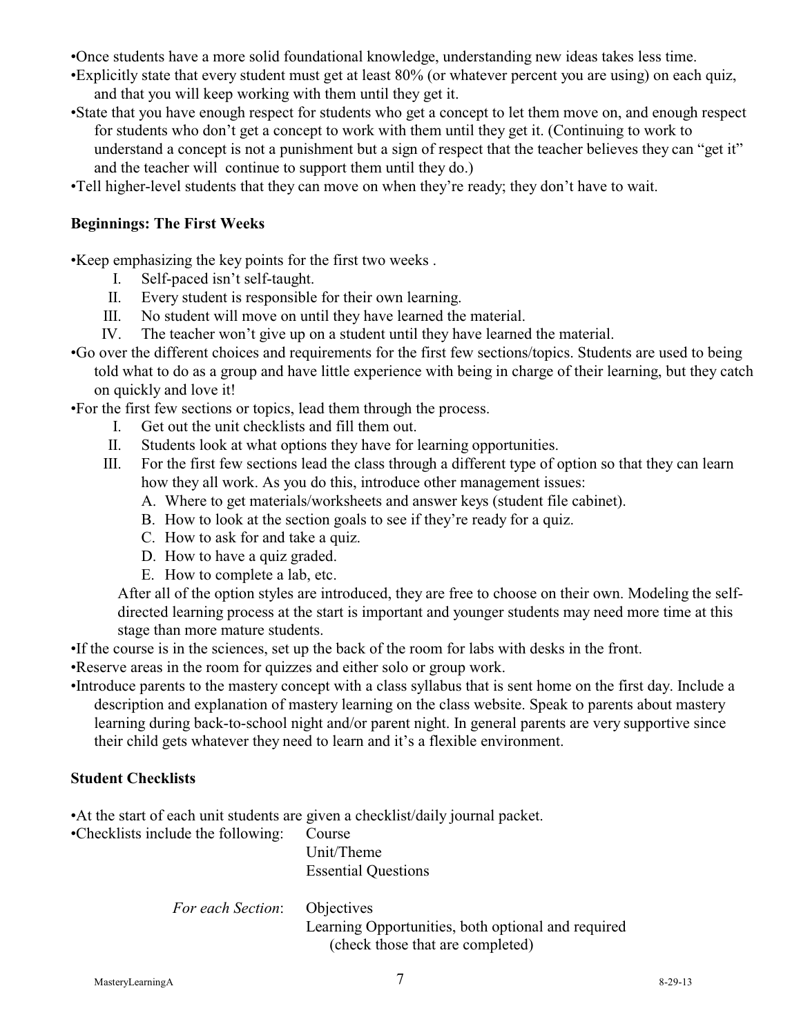- Once students have a more solid foundational knowledge, understanding new ideas takes less time.
- Explicitly state that every student must get at least 80% (or whatever percent you are using) on each quiz, and that you will keep working with them until they get it.
- State that you have enough respect for students who get a concept to let them move on, and enough respect for students who don't get a concept to work with them until they get it. (Continuing to work to understand a concept is not a punishment but a sign of respect that the teacher believes they can "get it" and the teacher will continue to support them until they do.)
- Tell higher-level students that they can move on when they're ready; they don't have to wait.

**Beginnings: The First Weeks**

- Keep emphasizing the key points for the first two weeks .
    I. Self-paced isn't self-taught.
    II. Every student is responsible for their own learning.
    III. No student will move on until they have learned the material.
    IV. The teacher won't give up on a student until they have learned the material.
- Go over the different choices and requirements for the first few sections/topics. Students are used to being told what to do as a group and have little experience with being in charge of their learning, but they catch on quickly and love it!
- For the first few sections or topics, lead them through the process.
    I. Get out the unit checklists and fill them out.
    II. Students look at what options they have for learning opportunities.
    III. For the first few sections lead the class through a different type of option so that they can learn how they all work. As you do this, introduce other management issues:
        A. Where to get materials/worksheets and answer keys (student file cabinet).
        B. How to look at the section goals to see if they're ready for a quiz.
        C. How to ask for and take a quiz.
        D. How to have a quiz graded.
        E. How to complete a lab, etc.

    After all of the option styles are introduced, they are free to choose on their own. Modeling the self-directed learning process at the start is important and younger students may need more time at this stage than more mature students.
- If the course is in the sciences, set up the back of the room for labs with desks in the front.
- Reserve areas in the room for quizzes and either solo or group work.
- Introduce parents to the mastery concept with a class syllabus that is sent home on the first day. Include a description and explanation of mastery learning on the class website. Speak to parents about mastery learning during back-to-school night and/or parent night. In general parents are very supportive since their child gets whatever they need to learn and it's a flexible environment.

**Student Checklists**

- At the start of each unit students are given a checklist/daily journal packet.
- Checklists include the following:
    - Course
    - Unit/Theme
    - Essential Questions

    *For each Section*:
    - Objectives
    - Learning Opportunities, both optional and required (check those that are completed)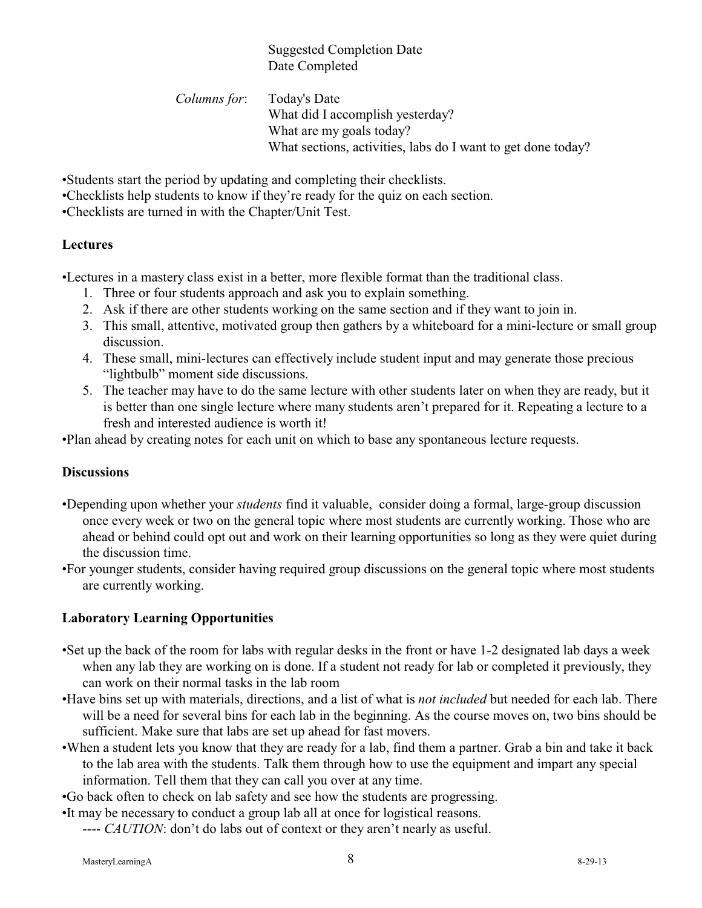Suggested Completion Date
Date Completed

*Columns for*: Today's Date
What did I accomplish yesterday?
What are my goals today?
What sections, activities, labs do I want to get done today?

- Students start the period by updating and completing their checklists.
- Checklists help students to know if they're ready for the quiz on each section.
- Checklists are turned in with the Chapter/Unit Test.

**Lectures**

- Lectures in a mastery class exist in a better, more flexible format than the traditional class.
  1. Three or four students approach and ask you to explain something.
  2. Ask if there are other students working on the same section and if they want to join in.
  3. This small, attentive, motivated group then gathers by a whiteboard for a mini-lecture or small group discussion.
  4. These small, mini-lectures can effectively include student input and may generate those precious "lightbulb" moment side discussions.
  5. The teacher may have to do the same lecture with other students later on when they are ready, but it is better than one single lecture where many students aren't prepared for it. Repeating a lecture to a fresh and interested audience is worth it!
- Plan ahead by creating notes for each unit on which to base any spontaneous lecture requests.

**Discussions**

- Depending upon whether your *students* find it valuable, consider doing a formal, large-group discussion once every week or two on the general topic where most students are currently working. Those who are ahead or behind could opt out and work on their learning opportunities so long as they were quiet during the discussion time.
- For younger students, consider having required group discussions on the general topic where most students are currently working.

**Laboratory Learning Opportunities**

- Set up the back of the room for labs with regular desks in the front or have 1-2 designated lab days a week when any lab they are working on is done. If a student not ready for lab or completed it previously, they can work on their normal tasks in the lab room
- Have bins set up with materials, directions, and a list of what is *not included* but needed for each lab. There will be a need for several bins for each lab in the beginning. As the course moves on, two bins should be sufficient. Make sure that labs are set up ahead for fast movers.
- When a student lets you know that they are ready for a lab, find them a partner. Grab a bin and take it back to the lab area with the students. Talk them through how to use the equipment and impart any special information. Tell them that they can call you over at any time.
- Go back often to check on lab safety and see how the students are progressing.
- It may be necessary to conduct a group lab all at once for logistical reasons.
  ---- *CAUTION*: don't do labs out of context or they aren't nearly as useful.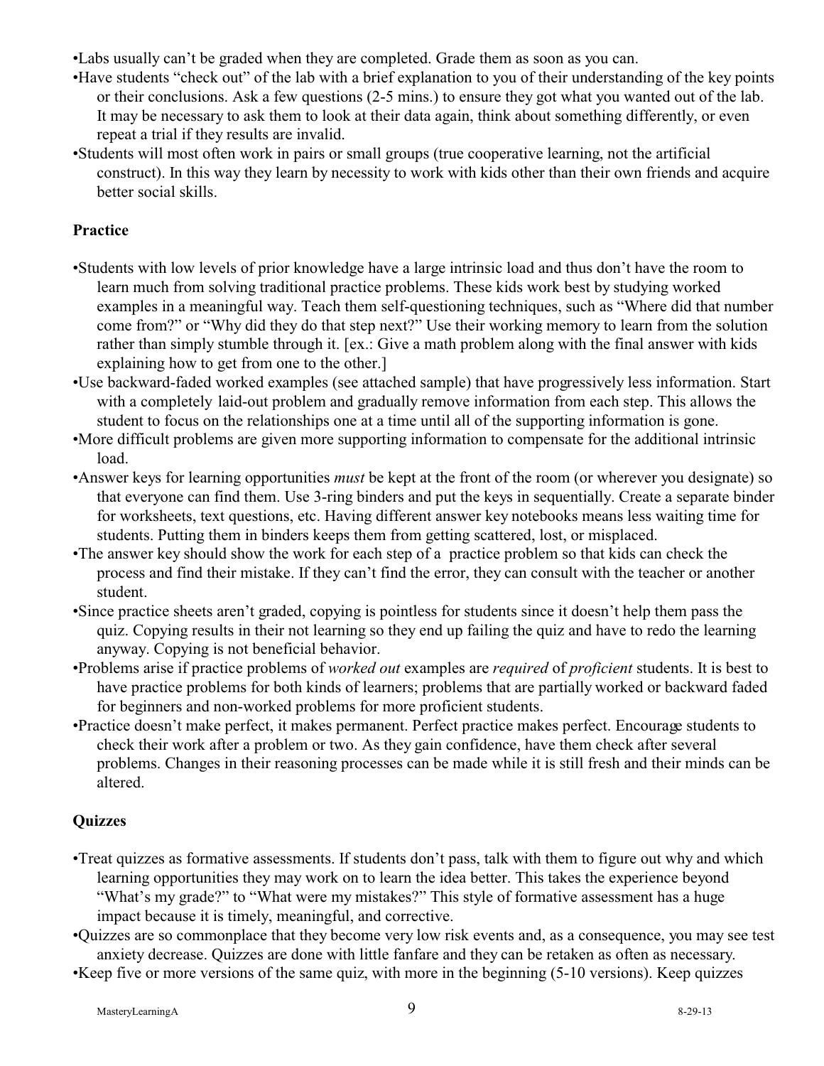- Labs usually can't be graded when they are completed. Grade them as soon as you can.
- Have students "check out" of the lab with a brief explanation to you of their understanding of the key points or their conclusions. Ask a few questions (2-5 mins.) to ensure they got what you wanted out of the lab. It may be necessary to ask them to look at their data again, think about something differently, or even repeat a trial if they results are invalid.
- Students will most often work in pairs or small groups (true cooperative learning, not the artificial construct). In this way they learn by necessity to work with kids other than their own friends and acquire better social skills.

**Practice**

- Students with low levels of prior knowledge have a large intrinsic load and thus don't have the room to learn much from solving traditional practice problems. These kids work best by studying worked examples in a meaningful way. Teach them self-questioning techniques, such as "Where did that number come from?" or "Why did they do that step next?" Use their working memory to learn from the solution rather than simply stumble through it. [ex.: Give a math problem along with the final answer with kids explaining how to get from one to the other.]
- Use backward-faded worked examples (see attached sample) that have progressively less information. Start with a completely laid-out problem and gradually remove information from each step. This allows the student to focus on the relationships one at a time until all of the supporting information is gone.
- More difficult problems are given more supporting information to compensate for the additional intrinsic load.
- Answer keys for learning opportunities *must* be kept at the front of the room (or wherever you designate) so that everyone can find them. Use 3-ring binders and put the keys in sequentially. Create a separate binder for worksheets, text questions, etc. Having different answer key notebooks means less waiting time for students. Putting them in binders keeps them from getting scattered, lost, or misplaced.
- The answer key should show the work for each step of a practice problem so that kids can check the process and find their mistake. If they can't find the error, they can consult with the teacher or another student.
- Since practice sheets aren't graded, copying is pointless for students since it doesn't help them pass the quiz. Copying results in their not learning so they end up failing the quiz and have to redo the learning anyway. Copying is not beneficial behavior.
- Problems arise if practice problems of *worked out* examples are *required* of *proficient* students. It is best to have practice problems for both kinds of learners; problems that are partially worked or backward faded for beginners and non-worked problems for more proficient students.
- Practice doesn't make perfect, it makes permanent. Perfect practice makes perfect. Encourage students to check their work after a problem or two. As they gain confidence, have them check after several problems. Changes in their reasoning processes can be made while it is still fresh and their minds can be altered.

**Quizzes**

- Treat quizzes as formative assessments. If students don't pass, talk with them to figure out why and which learning opportunities they may work on to learn the idea better. This takes the experience beyond "What's my grade?" to "What were my mistakes?" This style of formative assessment has a huge impact because it is timely, meaningful, and corrective.
- Quizzes are so commonplace that they become very low risk events and, as a consequence, you may see test anxiety decrease. Quizzes are done with little fanfare and they can be retaken as often as necessary.
- Keep five or more versions of the same quiz, with more in the beginning (5-10 versions). Keep quizzes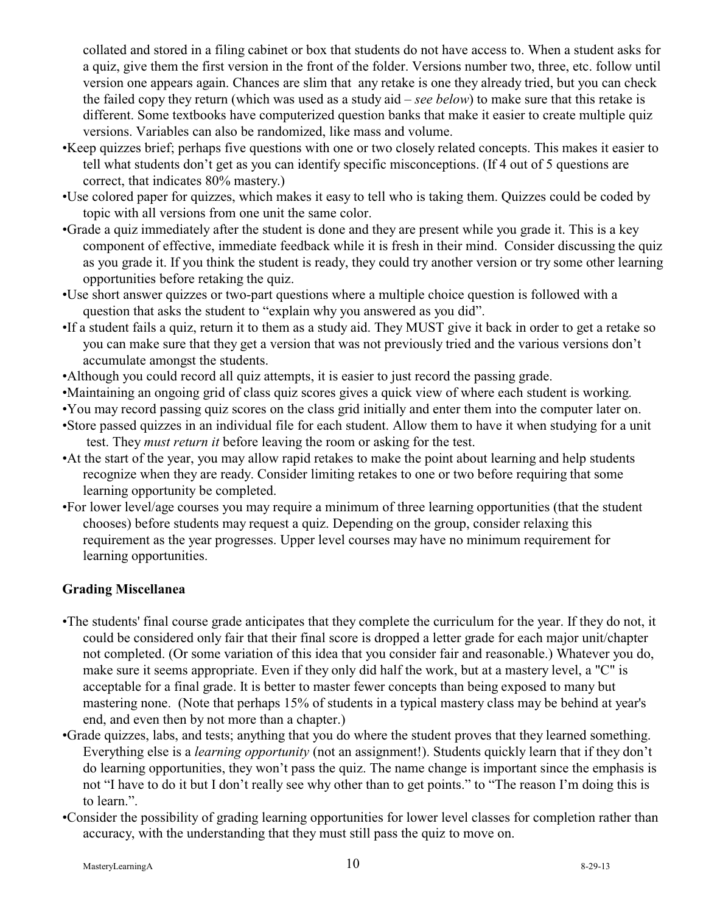collated and stored in a filing cabinet or box that students do not have access to. When a student asks for a quiz, give them the first version in the front of the folder. Versions number two, three, etc. follow until version one appears again. Chances are slim that any retake is one they already tried, but you can check the failed copy they return (which was used as a study aid – *see below*) to make sure that this retake is different. Some textbooks have computerized question banks that make it easier to create multiple quiz versions. Variables can also be randomized, like mass and volume.

- Keep quizzes brief; perhaps five questions with one or two closely related concepts. This makes it easier to tell what students don't get as you can identify specific misconceptions. (If 4 out of 5 questions are correct, that indicates 80% mastery.)
- Use colored paper for quizzes, which makes it easy to tell who is taking them. Quizzes could be coded by topic with all versions from one unit the same color.
- Grade a quiz immediately after the student is done and they are present while you grade it. This is a key component of effective, immediate feedback while it is fresh in their mind. Consider discussing the quiz as you grade it. If you think the student is ready, they could try another version or try some other learning opportunities before retaking the quiz.
- Use short answer quizzes or two-part questions where a multiple choice question is followed with a question that asks the student to "explain why you answered as you did".
- If a student fails a quiz, return it to them as a study aid. They MUST give it back in order to get a retake so you can make sure that they get a version that was not previously tried and the various versions don't accumulate amongst the students.
- Although you could record all quiz attempts, it is easier to just record the passing grade.
- Maintaining an ongoing grid of class quiz scores gives a quick view of where each student is working.
- You may record passing quiz scores on the class grid initially and enter them into the computer later on.
- Store passed quizzes in an individual file for each student. Allow them to have it when studying for a unit test. They *must return it* before leaving the room or asking for the test.
- At the start of the year, you may allow rapid retakes to make the point about learning and help students recognize when they are ready. Consider limiting retakes to one or two before requiring that some learning opportunity be completed.
- For lower level/age courses you may require a minimum of three learning opportunities (that the student chooses) before students may request a quiz. Depending on the group, consider relaxing this requirement as the year progresses. Upper level courses may have no minimum requirement for learning opportunities.

**Grading Miscellanea**

- The students' final course grade anticipates that they complete the curriculum for the year. If they do not, it could be considered only fair that their final score is dropped a letter grade for each major unit/chapter not completed. (Or some variation of this idea that you consider fair and reasonable.) Whatever you do, make sure it seems appropriate. Even if they only did half the work, but at a mastery level, a "C" is acceptable for a final grade. It is better to master fewer concepts than being exposed to many but mastering none. (Note that perhaps 15% of students in a typical mastery class may be behind at year's end, and even then by not more than a chapter.)
- Grade quizzes, labs, and tests; anything that you do where the student proves that they learned something. Everything else is a *learning opportunity* (not an assignment!). Students quickly learn that if they don't do learning opportunities, they won't pass the quiz. The name change is important since the emphasis is not "I have to do it but I don't really see why other than to get points." to "The reason I'm doing this is to learn.".
- Consider the possibility of grading learning opportunities for lower level classes for completion rather than accuracy, with the understanding that they must still pass the quiz to move on.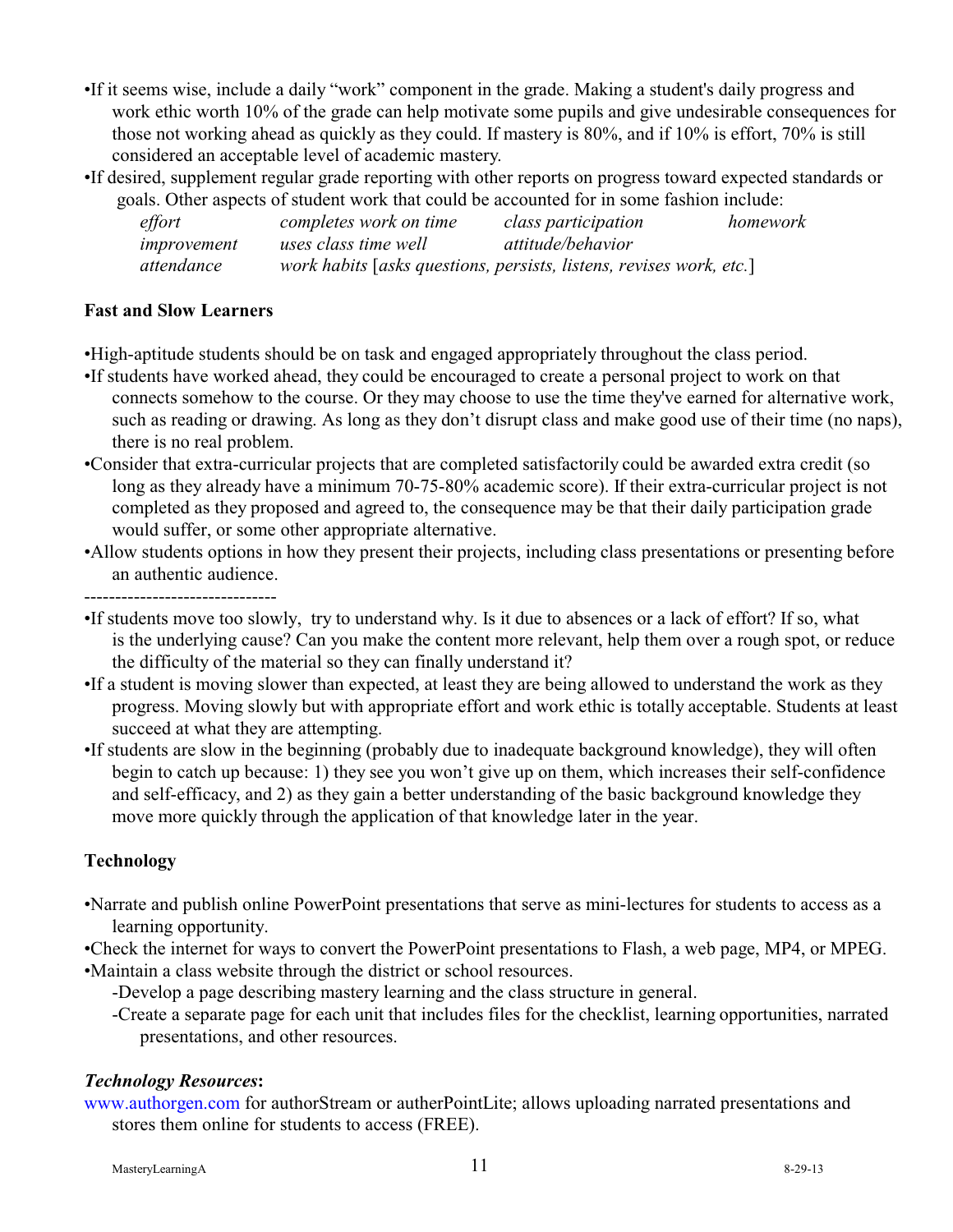- If it seems wise, include a daily “work” component in the grade. Making a student's daily progress and work ethic worth 10% of the grade can help motivate some pupils and give undesirable consequences for those not working ahead as quickly as they could. If mastery is 80%, and if 10% is effort, 70% is still considered an acceptable level of academic mastery.
- If desired, supplement regular grade reporting with other reports on progress toward expected standards or goals. Other aspects of student work that could be accounted for in some fashion include:

| | | | |
|---|---|---|---|
| *effort* | *completes work on time* | *class participation* | *homework* |
| *improvement* | *uses class time well* | *attitude/behavior* | |
| *attendance* | *work habits* [*asks questions, persists, listens, revises work, etc.*] | | |

**Fast and Slow Learners**

- High-aptitude students should be on task and engaged appropriately throughout the class period.
- If students have worked ahead, they could be encouraged to create a personal project to work on that connects somehow to the course. Or they may choose to use the time they've earned for alternative work, such as reading or drawing. As long as they don’t disrupt class and make good use of their time (no naps), there is no real problem.
- Consider that extra-curricular projects that are completed satisfactorily could be awarded extra credit (so long as they already have a minimum 70-75-80% academic score). If their extra-curricular project is not completed as they proposed and agreed to, the consequence may be that their daily participation grade would suffer, or some other appropriate alternative.
- Allow students options in how they present their projects, including class presentations or presenting before an authentic audience.

-------------------------------

- If students move too slowly, try to understand why. Is it due to absences or a lack of effort? If so, what is the underlying cause? Can you make the content more relevant, help them over a rough spot, or reduce the difficulty of the material so they can finally understand it?
- If a student is moving slower than expected, at least they are being allowed to understand the work as they progress. Moving slowly but with appropriate effort and work ethic is totally acceptable. Students at least succeed at what they are attempting.
- If students are slow in the beginning (probably due to inadequate background knowledge), they will often begin to catch up because: 1) they see you won’t give up on them, which increases their self-confidence and self-efficacy, and 2) as they gain a better understanding of the basic background knowledge they move more quickly through the application of that knowledge later in the year.

**Technology**

- Narrate and publish online PowerPoint presentations that serve as mini-lectures for students to access as a learning opportunity.
- Check the internet for ways to convert the PowerPoint presentations to Flash, a web page, MP4, or MPEG.
- Maintain a class website through the district or school resources.
  - -Develop a page describing mastery learning and the class structure in general.
  - -Create a separate page for each unit that includes files for the checklist, learning opportunities, narrated presentations, and other resources.

***Technology Resources*:**

www.authorgen.com for authorStream or autherPointLite; allows uploading narrated presentations and stores them online for students to access (FREE).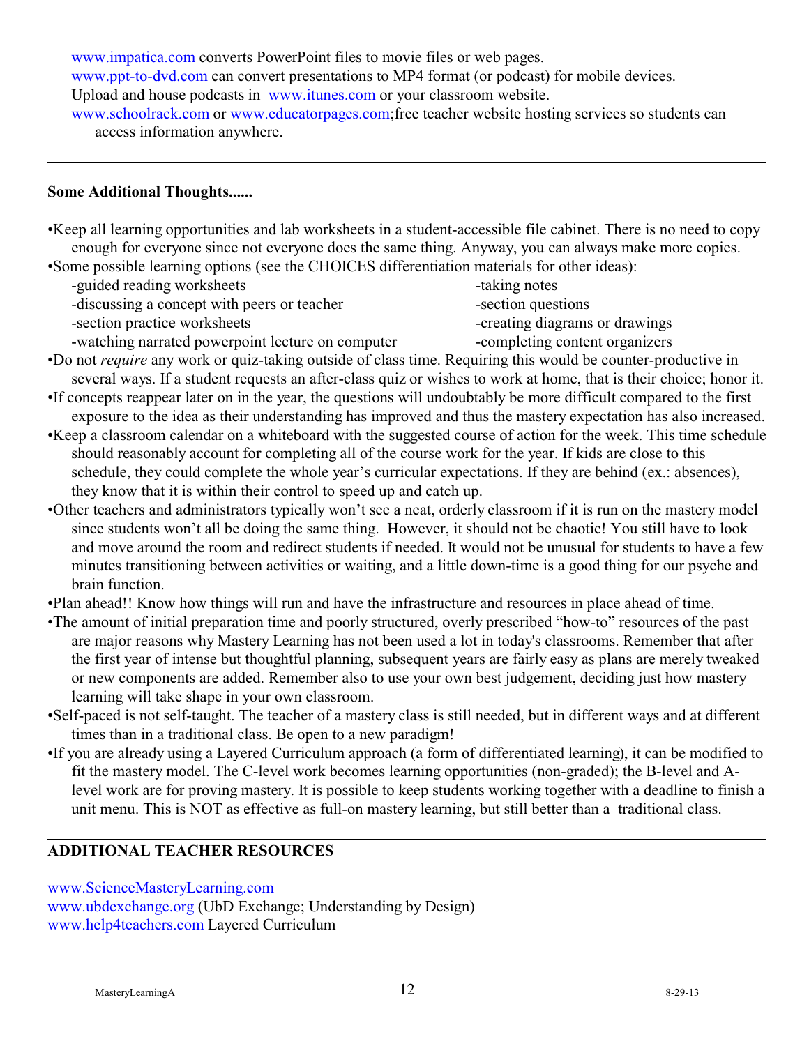www.impatica.com converts PowerPoint files to movie files or web pages.
www.ppt-to-dvd.com can convert presentations to MP4 format (or podcast) for mobile devices.
Upload and house podcasts in www.itunes.com or your classroom website.
www.schoolrack.com or www.educatorpages.com;free teacher website hosting services so students can access information anywhere.

---

**Some Additional Thoughts......**

- Keep all learning opportunities and lab worksheets in a student-accessible file cabinet. There is no need to copy enough for everyone since not everyone does the same thing. Anyway, you can always make more copies.
- Some possible learning options (see the CHOICES differentiation materials for other ideas):
  - -guided reading worksheets
  - -discussing a concept with peers or teacher
  - -section practice worksheets
  - -watching narrated powerpoint lecture on computer
  - -taking notes
  - -section questions
  - -creating diagrams or drawings
  - -completing content organizers
- Do not *require* any work or quiz-taking outside of class time. Requiring this would be counter-productive in several ways. If a student requests an after-class quiz or wishes to work at home, that is their choice; honor it.
- If concepts reappear later on in the year, the questions will undoubtably be more difficult compared to the first exposure to the idea as their understanding has improved and thus the mastery expectation has also increased.
- Keep a classroom calendar on a whiteboard with the suggested course of action for the week. This time schedule should reasonably account for completing all of the course work for the year. If kids are close to this schedule, they could complete the whole year's curricular expectations. If they are behind (ex.: absences), they know that it is within their control to speed up and catch up.
- Other teachers and administrators typically won't see a neat, orderly classroom if it is run on the mastery model since students won't all be doing the same thing. However, it should not be chaotic! You still have to look and move around the room and redirect students if needed. It would not be unusual for students to have a few minutes transitioning between activities or waiting, and a little down-time is a good thing for our psyche and brain function.
- Plan ahead!! Know how things will run and have the infrastructure and resources in place ahead of time.
- The amount of initial preparation time and poorly structured, overly prescribed "how-to" resources of the past are major reasons why Mastery Learning has not been used a lot in today's classrooms. Remember that after the first year of intense but thoughtful planning, subsequent years are fairly easy as plans are merely tweaked or new components are added. Remember also to use your own best judgement, deciding just how mastery learning will take shape in your own classroom.
- Self-paced is not self-taught. The teacher of a mastery class is still needed, but in different ways and at different times than in a traditional class. Be open to a new paradigm!
- If you are already using a Layered Curriculum approach (a form of differentiated learning), it can be modified to fit the mastery model. The C-level work becomes learning opportunities (non-graded); the B-level and A-level work are for proving mastery. It is possible to keep students working together with a deadline to finish a unit menu. This is NOT as effective as full-on mastery learning, but still better than a traditional class.

---

**ADDITIONAL TEACHER RESOURCES**

www.ScienceMasteryLearning.com
www.ubdexchange.org (UbD Exchange; Understanding by Design)
www.help4teachers.com Layered Curriculum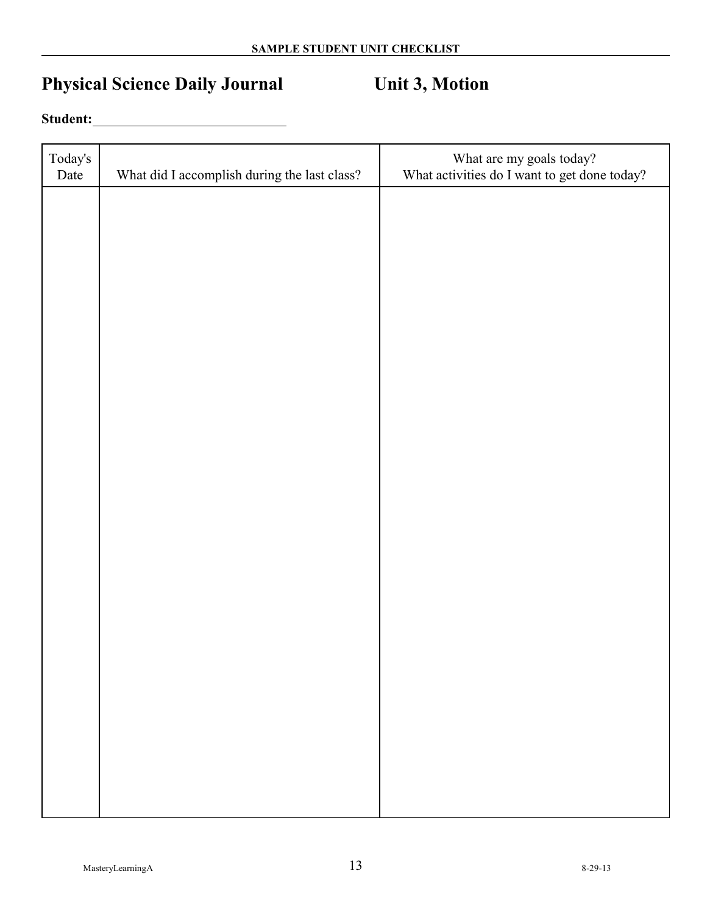**SAMPLE STUDENT UNIT CHECKLIST**

# Physical Science Daily Journal Unit 3, Motion

**Student:**\_\_\_\_\_\_\_\_\_\_\_\_\_\_\_\_\_\_\_\_\_\_\_\_\_\_\_\_

| Today's Date | What did I accomplish during the last class? | What are my goals today? What activities do I want to get done today? |
| --- | --- | --- |
| | | |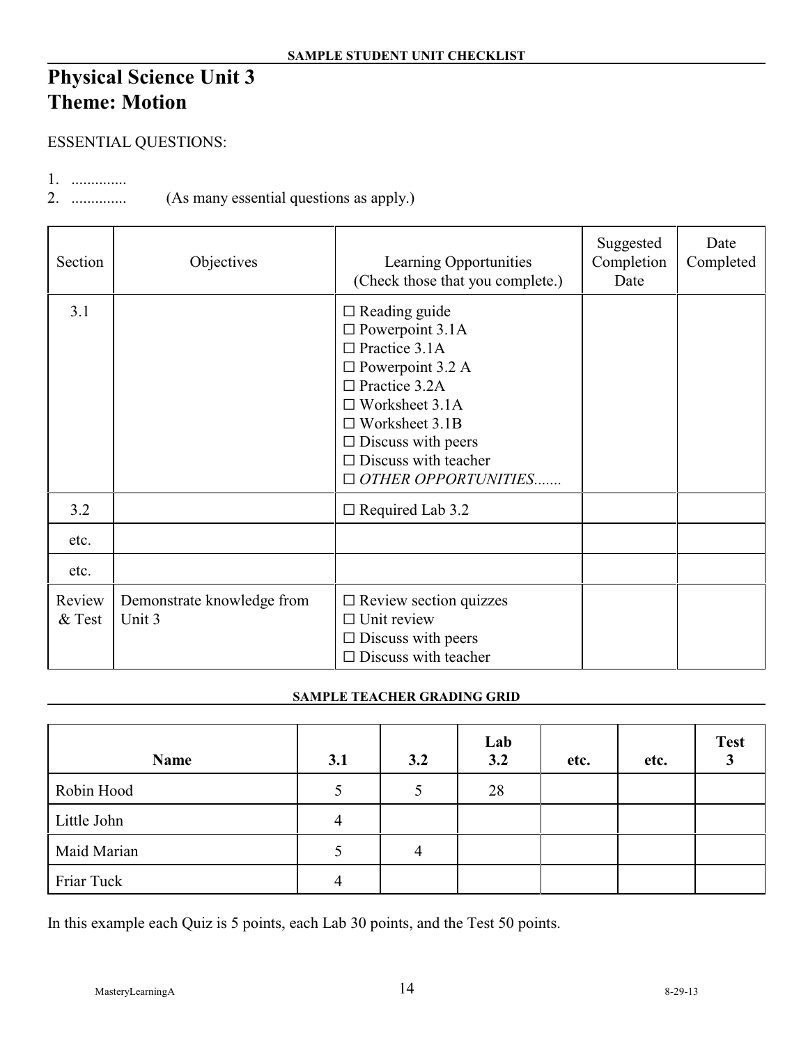**SAMPLE STUDENT UNIT CHECKLIST**

# Physical Science Unit 3
# Theme: Motion

ESSENTIAL QUESTIONS:

1. .............
2. ............. (As many essential questions as apply.)

| Section | Objectives | Learning Opportunities (Check those that you complete.) | Suggested Completion Date | Date Completed |
|---|---|---|---|---|
| 3.1 | | ☐ Reading guide<br>☐ Powerpoint 3.1A<br>☐ Practice 3.1A<br>☐ Powerpoint 3.2 A<br>☐ Practice 3.2A<br>☐ Worksheet 3.1A<br>☐ Worksheet 3.1B<br>☐ Discuss with peers<br>☐ Discuss with teacher<br>☐ *OTHER OPPORTUNITIES.......* | | |
| 3.2 | | ☐ Required Lab 3.2 | | |
| etc. | | | | |
| etc. | | | | |
| Review & Test | Demonstrate knowledge from Unit 3 | ☐ Review section quizzes<br>☐ Unit review<br>☐ Discuss with peers<br>☐ Discuss with teacher | | |

**SAMPLE TEACHER GRADING GRID**

| **Name** | **3.1** | **3.2** | **Lab 3.2** | **etc.** | **etc.** | **Test 3** |
|---|---|---|---|---|---|---|
| Robin Hood | 5 | 5 | 28 | | | |
| Little John | 4 | | | | | |
| Maid Marian | 5 | 4 | | | | |
| Friar Tuck | 4 | | | | | |

In this example each Quiz is 5 points, each Lab 30 points, and the Test 50 points.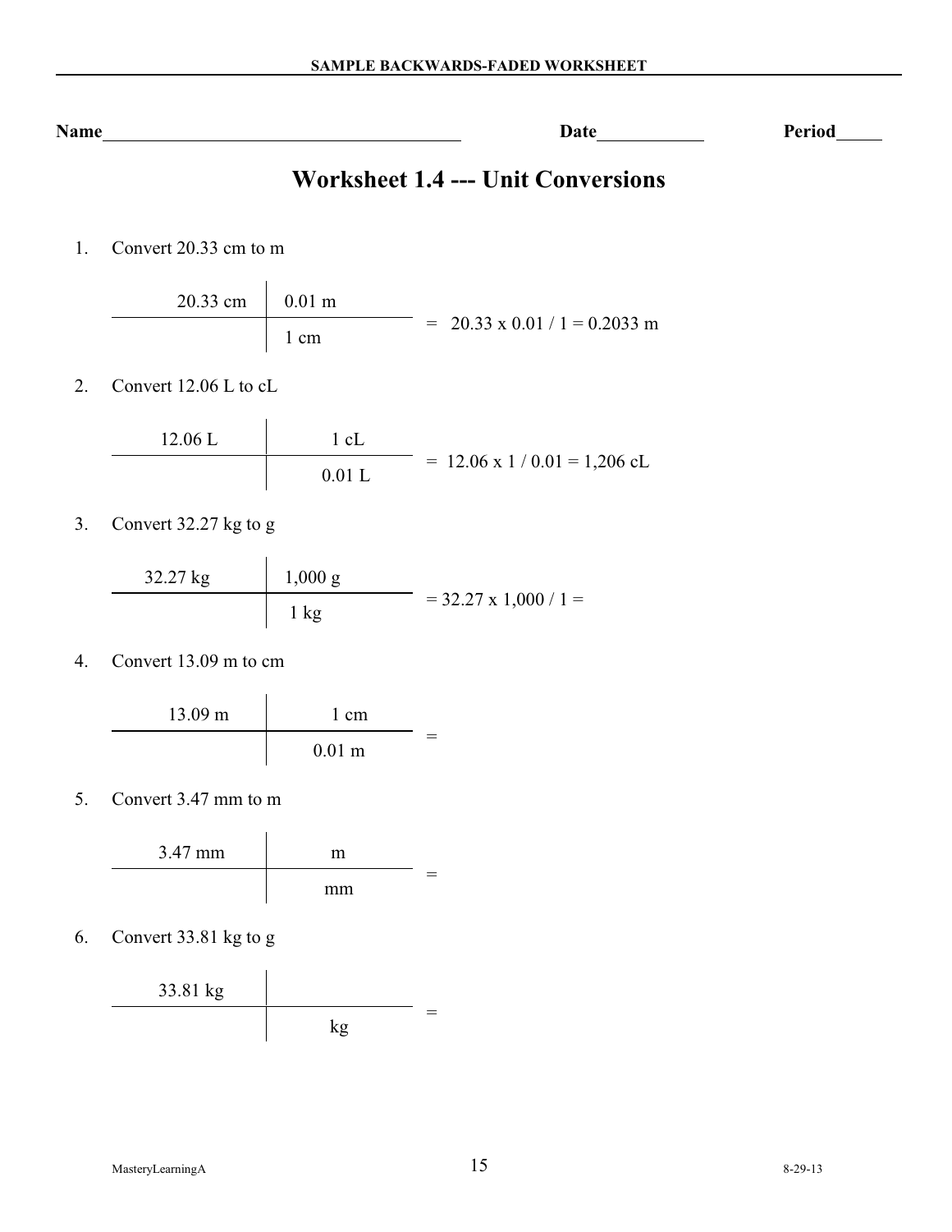SAMPLE BACKWARDS-FADED WORKSHEET

**Name**\_\_\_\_\_\_\_\_\_\_\_\_\_\_\_\_\_\_\_\_\_\_\_\_\_\_\_\_\_\_\_\_\_\_\_\_\_\_\_\_ **Date**\_\_\_\_\_\_\_\_\_\_\_\_ **Period**\_\_\_\_\_

# Worksheet 1.4 --- Unit Conversions

1. Convert 20.33 cm to m

| 20.33 cm | 0.01 m |
|---|---|
| | 1 cm |

= 20.33 x 0.01 / 1 = 0.2033 m

2. Convert 12.06 L to cL

| 12.06 L | 1 cL |
|---|---|
| | 0.01 L |

= 12.06 x 1 / 0.01 = 1,206 cL

3. Convert 32.27 kg to g

| 32.27 kg | 1,000 g |
|---|---|
| | 1 kg |

= 32.27 x 1,000 / 1 =

4. Convert 13.09 m to cm

| 13.09 m | 1 cm |
|---|---|
| | 0.01 m |

=

5. Convert 3.47 mm to m

| 3.47 mm | m |
|---|---|
| | mm |

=

6. Convert 33.81 kg to g

| 33.81 kg | |
|---|---|
| | kg |

=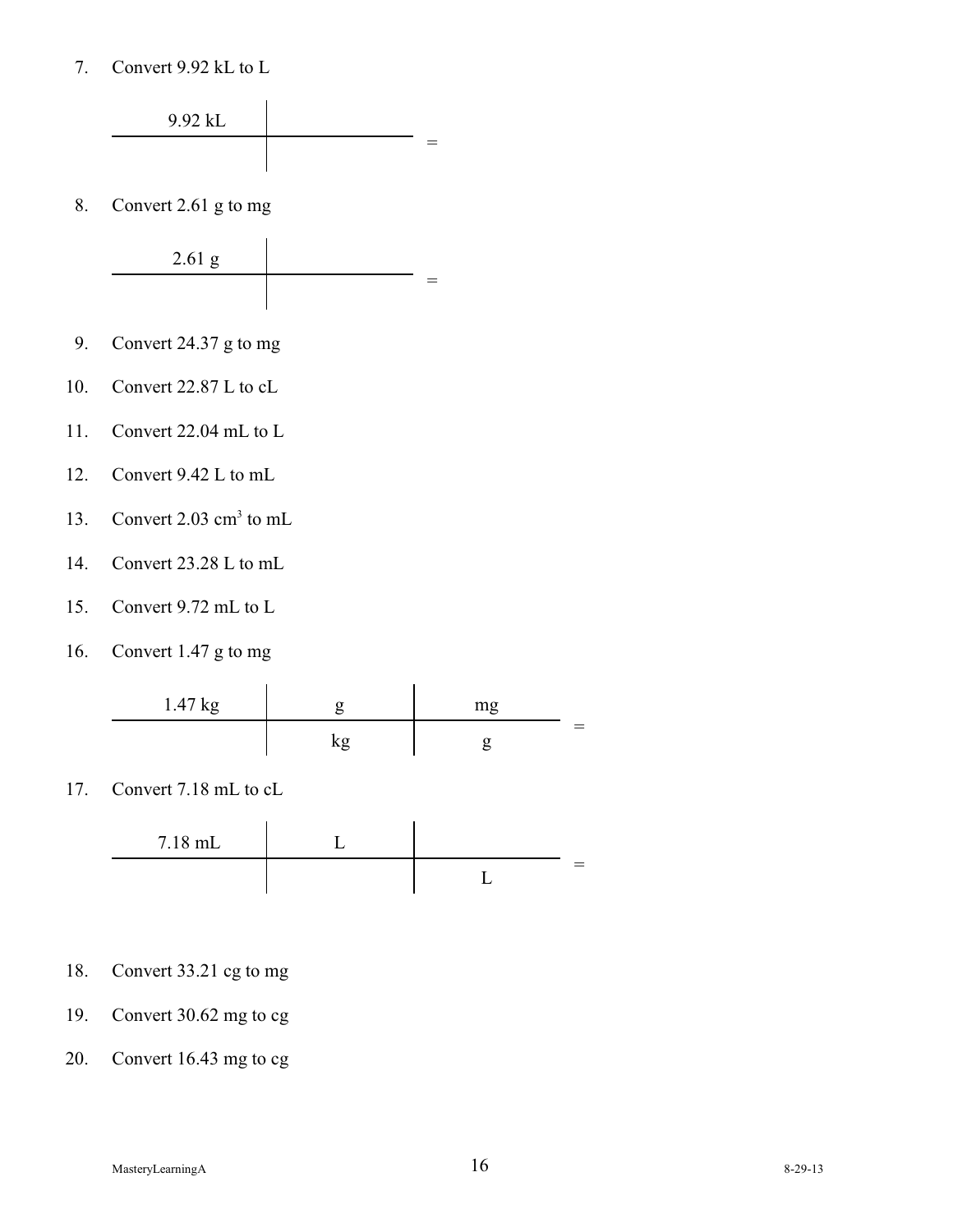7. Convert 9.92 kL to L

| 9.92 kL | |
|---|---|
| | |

=

8. Convert 2.61 g to mg

| 2.61 g | |
|---|---|
| | |

=

9. Convert 24.37 g to mg

10. Convert 22.87 L to cL

11. Convert 22.04 mL to L

12. Convert 9.42 L to mL

13. Convert 2.03 $cm^3$ to mL

14. Convert 23.28 L to mL

15. Convert 9.72 mL to L

16. Convert 1.47 g to mg

| 1.47 kg | g | mg |
|---|---|---|
| | kg | g |

=

17. Convert 7.18 mL to cL

| 7.18 mL | L | |
|---|---|---|
| | | L |

=

18. Convert 33.21 cg to mg

19. Convert 30.62 mg to cg

20. Convert 16.43 mg to cg